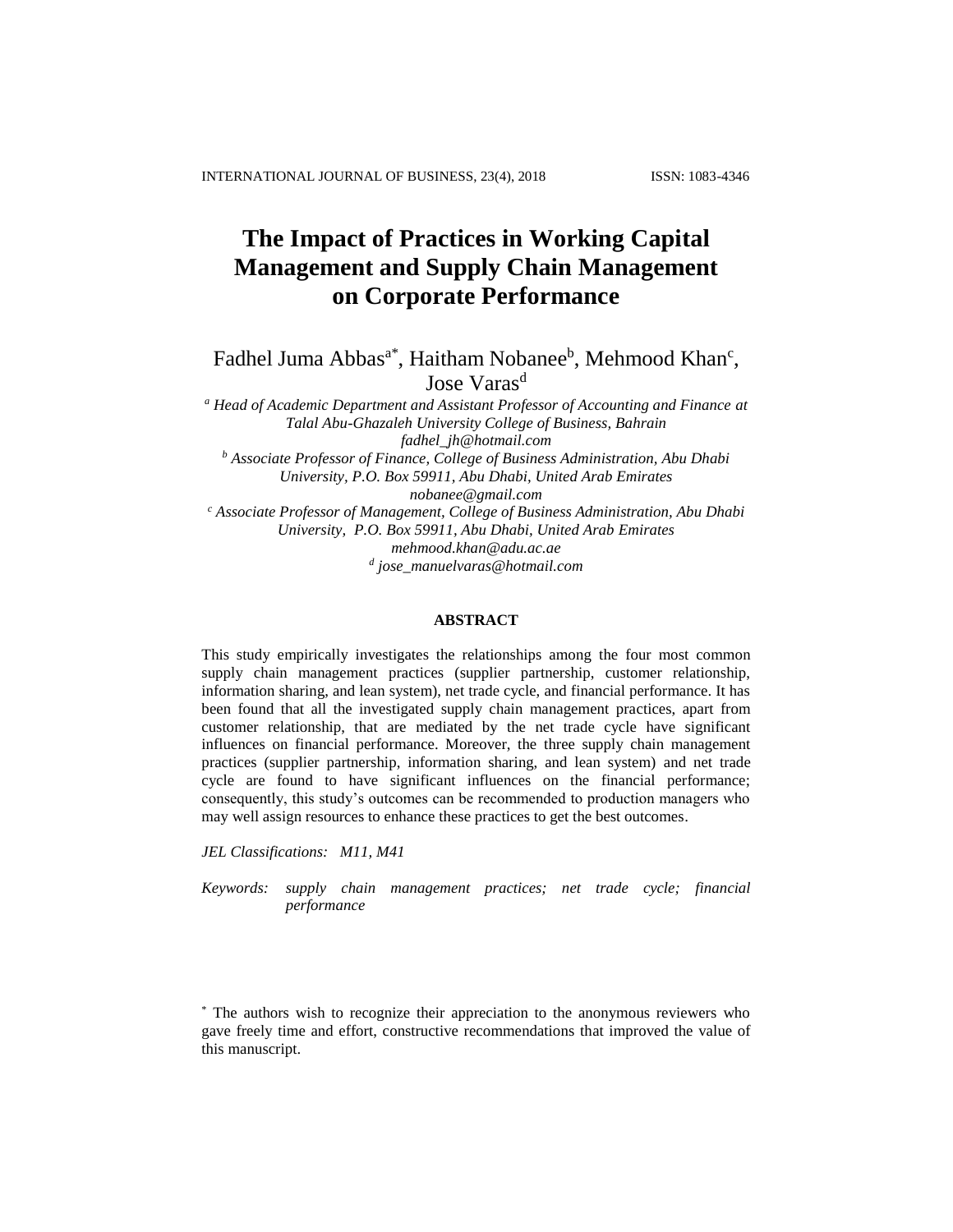# The Impact of Practices in Working Capital Management and Supply Chain Management on Corporate Performance

Fadhel Juma Abbas[a*], Haitham Nobanee[b], Mehmood Khan[c], Jose Varas[d]

[a] *Head of Academic Department and Assistant Professor of Accounting and Finance at Talal Abu-Ghazaleh University College of Business, Bahrain*
*fadhel_jh@hotmail.com*

[b] *Associate Professor of Finance, College of Business Administration, Abu Dhabi University, P.O. Box 59911, Abu Dhabi, United Arab Emirates*
*nobanee@gmail.com*

[c] *Associate Professor of Management, College of Business Administration, Abu Dhabi University, P.O. Box 59911, Abu Dhabi, United Arab Emirates*
*mehmood.khan@adu.ac.ae*

[d] *jose_manuelvaras@hotmail.com*

## ABSTRACT

This study empirically investigates the relationships among the four most common supply chain management practices (supplier partnership, customer relationship, information sharing, and lean system), net trade cycle, and financial performance. It has been found that all the investigated supply chain management practices, apart from customer relationship, that are mediated by the net trade cycle have significant influences on financial performance. Moreover, the three supply chain management practices (supplier partnership, information sharing, and lean system) and net trade cycle are found to have significant influences on the financial performance; consequently, this study's outcomes can be recommended to production managers who may well assign resources to enhance these practices to get the best outcomes.

*JEL Classifications: M11, M41*

*Keywords: supply chain management practices; net trade cycle; financial performance*

[*] The authors wish to recognize their appreciation to the anonymous reviewers who gave freely time and effort, constructive recommendations that improved the value of this manuscript.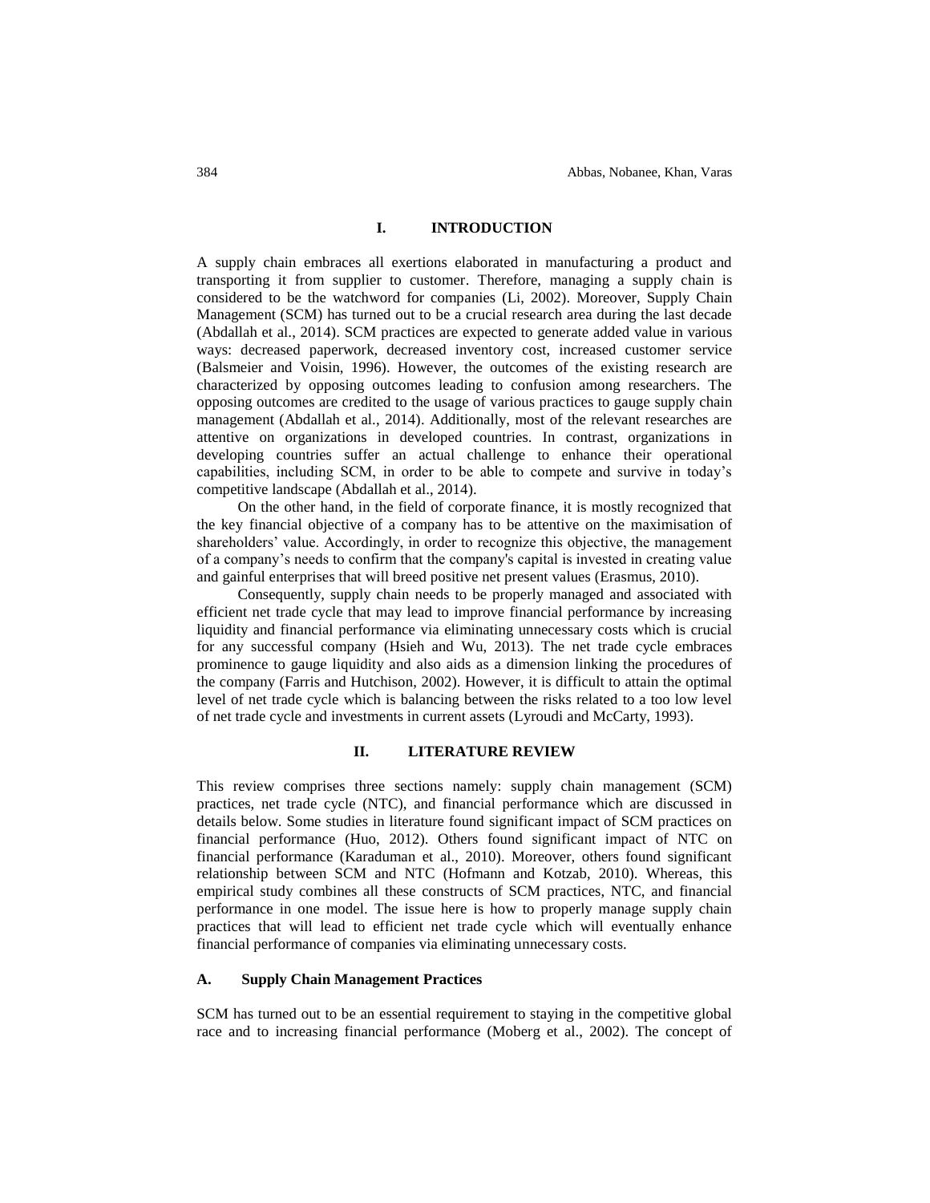## I. INTRODUCTION

A supply chain embraces all exertions elaborated in manufacturing a product and transporting it from supplier to customer. Therefore, managing a supply chain is considered to be the watchword for companies (Li, 2002). Moreover, Supply Chain Management (SCM) has turned out to be a crucial research area during the last decade (Abdallah et al., 2014). SCM practices are expected to generate added value in various ways: decreased paperwork, decreased inventory cost, increased customer service (Balsmeier and Voisin, 1996). However, the outcomes of the existing research are characterized by opposing outcomes leading to confusion among researchers. The opposing outcomes are credited to the usage of various practices to gauge supply chain management (Abdallah et al., 2014). Additionally, most of the relevant researches are attentive on organizations in developed countries. In contrast, organizations in developing countries suffer an actual challenge to enhance their operational capabilities, including SCM, in order to be able to compete and survive in today's competitive landscape (Abdallah et al., 2014).

On the other hand, in the field of corporate finance, it is mostly recognized that the key financial objective of a company has to be attentive on the maximisation of shareholders' value. Accordingly, in order to recognize this objective, the management of a company's needs to confirm that the company's capital is invested in creating value and gainful enterprises that will breed positive net present values (Erasmus, 2010).

Consequently, supply chain needs to be properly managed and associated with efficient net trade cycle that may lead to improve financial performance by increasing liquidity and financial performance via eliminating unnecessary costs which is crucial for any successful company (Hsieh and Wu, 2013). The net trade cycle embraces prominence to gauge liquidity and also aids as a dimension linking the procedures of the company (Farris and Hutchison, 2002). However, it is difficult to attain the optimal level of net trade cycle which is balancing between the risks related to a too low level of net trade cycle and investments in current assets (Lyroudi and McCarty, 1993).

## II. LITERATURE REVIEW

This review comprises three sections namely: supply chain management (SCM) practices, net trade cycle (NTC), and financial performance which are discussed in details below. Some studies in literature found significant impact of SCM practices on financial performance (Huo, 2012). Others found significant impact of NTC on financial performance (Karaduman et al., 2010). Moreover, others found significant relationship between SCM and NTC (Hofmann and Kotzab, 2010). Whereas, this empirical study combines all these constructs of SCM practices, NTC, and financial performance in one model. The issue here is how to properly manage supply chain practices that will lead to efficient net trade cycle which will eventually enhance financial performance of companies via eliminating unnecessary costs.

### A. Supply Chain Management Practices

SCM has turned out to be an essential requirement to staying in the competitive global race and to increasing financial performance (Moberg et al., 2002). The concept of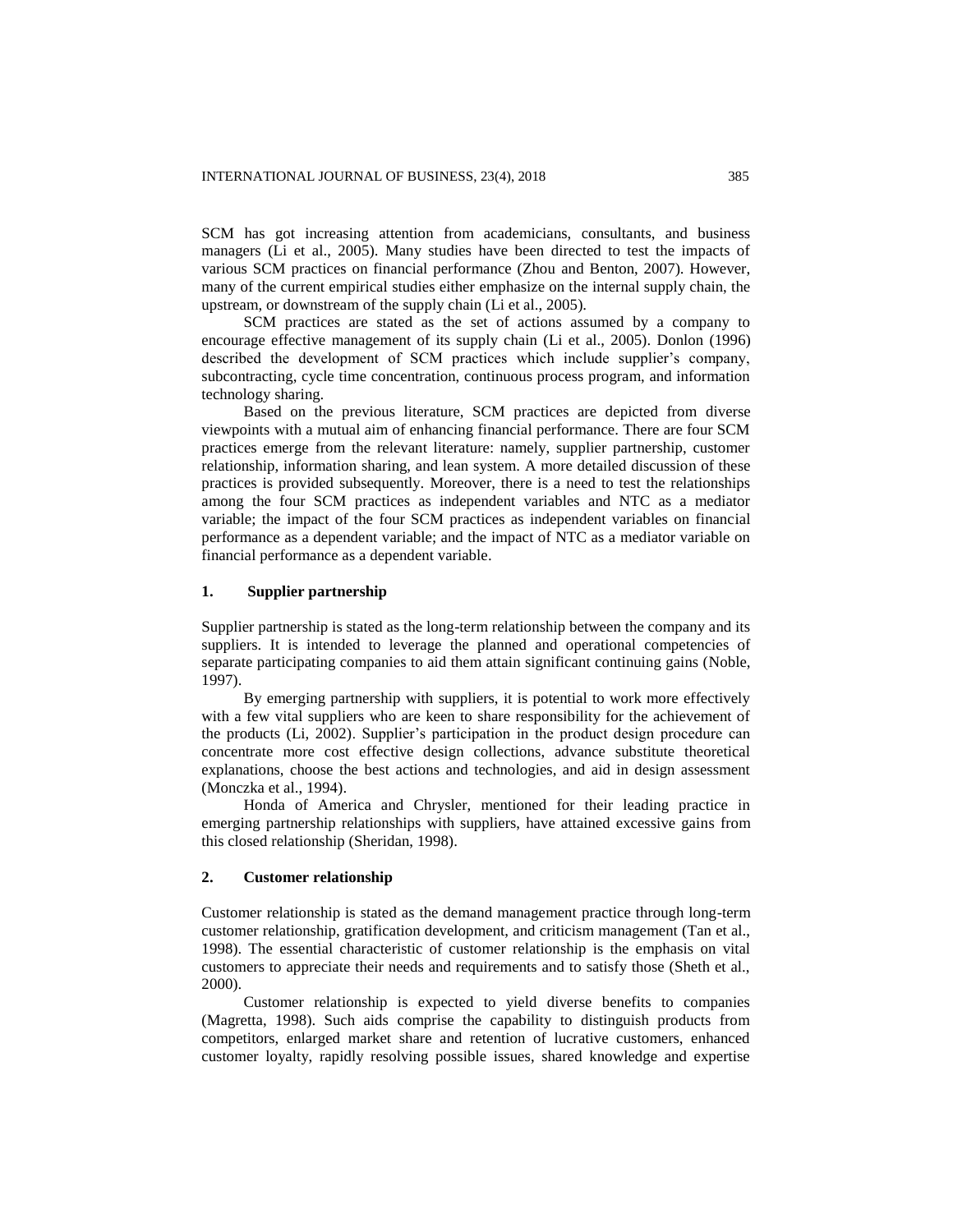SCM has got increasing attention from academicians, consultants, and business managers (Li et al., 2005). Many studies have been directed to test the impacts of various SCM practices on financial performance (Zhou and Benton, 2007). However, many of the current empirical studies either emphasize on the internal supply chain, the upstream, or downstream of the supply chain (Li et al., 2005).

SCM practices are stated as the set of actions assumed by a company to encourage effective management of its supply chain (Li et al., 2005). Donlon (1996) described the development of SCM practices which include supplier's company, subcontracting, cycle time concentration, continuous process program, and information technology sharing.

Based on the previous literature, SCM practices are depicted from diverse viewpoints with a mutual aim of enhancing financial performance. There are four SCM practices emerge from the relevant literature: namely, supplier partnership, customer relationship, information sharing, and lean system. A more detailed discussion of these practices is provided subsequently. Moreover, there is a need to test the relationships among the four SCM practices as independent variables and NTC as a mediator variable; the impact of the four SCM practices as independent variables on financial performance as a dependent variable; and the impact of NTC as a mediator variable on financial performance as a dependent variable.

## 1. Supplier partnership

Supplier partnership is stated as the long-term relationship between the company and its suppliers. It is intended to leverage the planned and operational competencies of separate participating companies to aid them attain significant continuing gains (Noble, 1997).

By emerging partnership with suppliers, it is potential to work more effectively with a few vital suppliers who are keen to share responsibility for the achievement of the products (Li, 2002). Supplier's participation in the product design procedure can concentrate more cost effective design collections, advance substitute theoretical explanations, choose the best actions and technologies, and aid in design assessment (Monczka et al., 1994).

Honda of America and Chrysler, mentioned for their leading practice in emerging partnership relationships with suppliers, have attained excessive gains from this closed relationship (Sheridan, 1998).

## 2. Customer relationship

Customer relationship is stated as the demand management practice through long-term customer relationship, gratification development, and criticism management (Tan et al., 1998). The essential characteristic of customer relationship is the emphasis on vital customers to appreciate their needs and requirements and to satisfy those (Sheth et al., 2000).

Customer relationship is expected to yield diverse benefits to companies (Magretta, 1998). Such aids comprise the capability to distinguish products from competitors, enlarged market share and retention of lucrative customers, enhanced customer loyalty, rapidly resolving possible issues, shared knowledge and expertise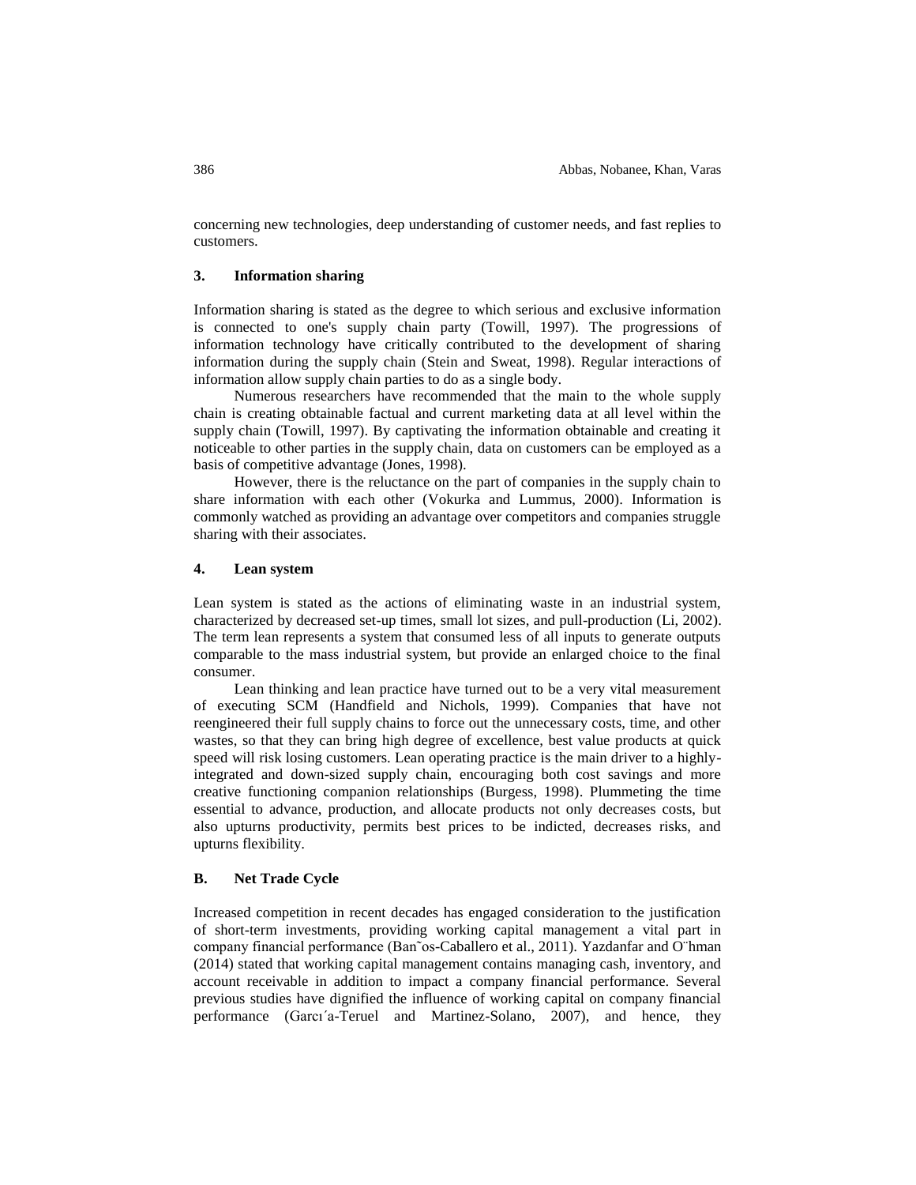concerning new technologies, deep understanding of customer needs, and fast replies to customers.

### 3. Information sharing

Information sharing is stated as the degree to which serious and exclusive information is connected to one's supply chain party (Towill, 1997). The progressions of information technology have critically contributed to the development of sharing information during the supply chain (Stein and Sweat, 1998). Regular interactions of information allow supply chain parties to do as a single body.

Numerous researchers have recommended that the main to the whole supply chain is creating obtainable factual and current marketing data at all level within the supply chain (Towill, 1997). By captivating the information obtainable and creating it noticeable to other parties in the supply chain, data on customers can be employed as a basis of competitive advantage (Jones, 1998).

However, there is the reluctance on the part of companies in the supply chain to share information with each other (Vokurka and Lummus, 2000). Information is commonly watched as providing an advantage over competitors and companies struggle sharing with their associates.

### 4. Lean system

Lean system is stated as the actions of eliminating waste in an industrial system, characterized by decreased set-up times, small lot sizes, and pull-production (Li, 2002). The term lean represents a system that consumed less of all inputs to generate outputs comparable to the mass industrial system, but provide an enlarged choice to the final consumer.

Lean thinking and lean practice have turned out to be a very vital measurement of executing SCM (Handfield and Nichols, 1999). Companies that have not reengineered their full supply chains to force out the unnecessary costs, time, and other wastes, so that they can bring high degree of excellence, best value products at quick speed will risk losing customers. Lean operating practice is the main driver to a highly-integrated and down-sized supply chain, encouraging both cost savings and more creative functioning companion relationships (Burgess, 1998). Plummeting the time essential to advance, production, and allocate products not only decreases costs, but also upturns productivity, permits best prices to be indicted, decreases risks, and upturns flexibility.

## B. Net Trade Cycle

Increased competition in recent decades has engaged consideration to the justification of short-term investments, providing working capital management a vital part in company financial performance (Bañ˜os-Caballero et al., 2011). Yazdanfar and Ö¨hman (2014) stated that working capital management contains managing cash, inventory, and account receivable in addition to impact a company financial performance. Several previous studies have dignified the influence of working capital on company financial performance (García-Teruel and Martinez-Solano, 2007), and hence, they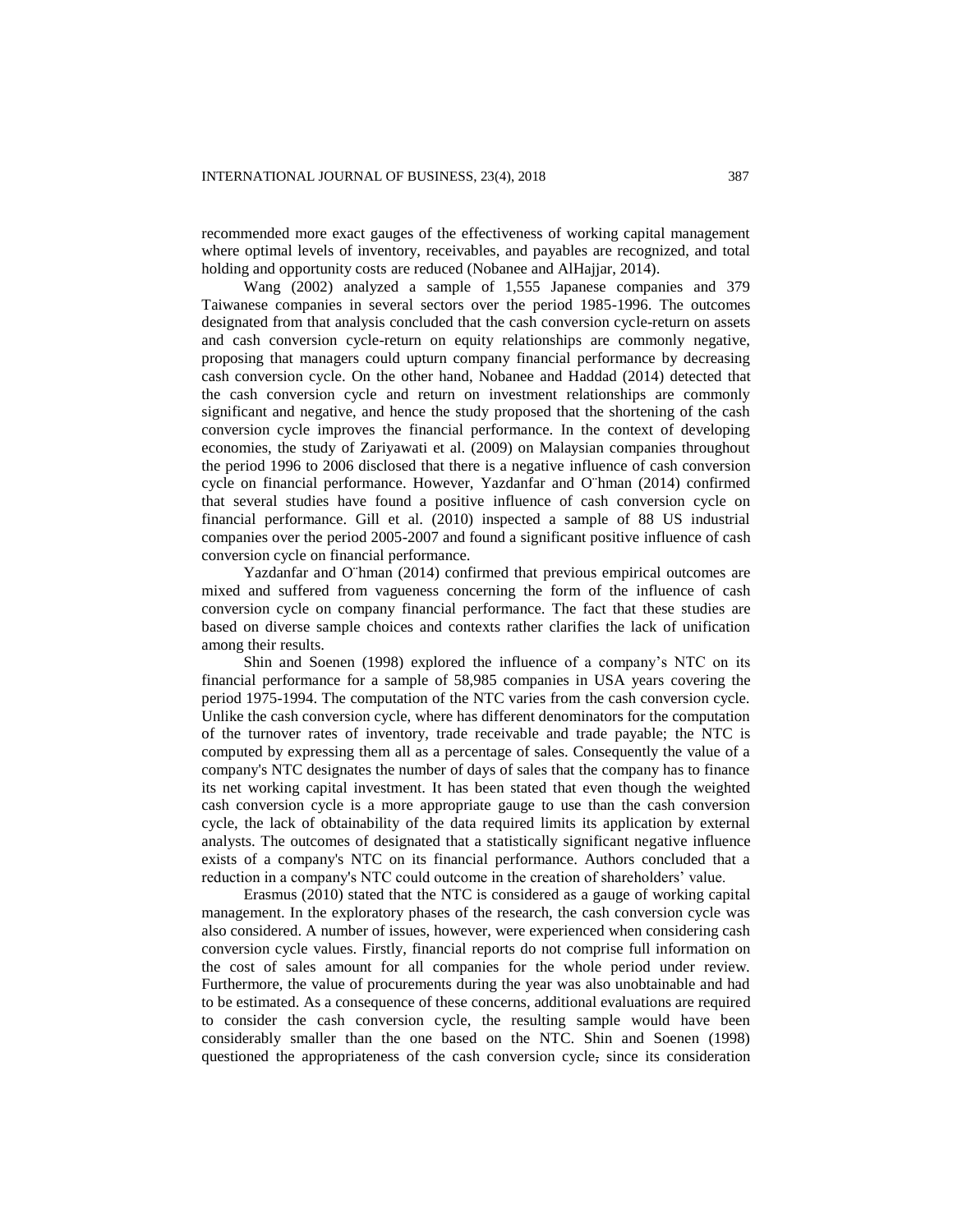recommended more exact gauges of the effectiveness of working capital management where optimal levels of inventory, receivables, and payables are recognized, and total holding and opportunity costs are reduced (Nobanee and AlHajjar, 2014).

Wang (2002) analyzed a sample of 1,555 Japanese companies and 379 Taiwanese companies in several sectors over the period 1985-1996. The outcomes designated from that analysis concluded that the cash conversion cycle-return on assets and cash conversion cycle-return on equity relationships are commonly negative, proposing that managers could upturn company financial performance by decreasing cash conversion cycle. On the other hand, Nobanee and Haddad (2014) detected that the cash conversion cycle and return on investment relationships are commonly significant and negative, and hence the study proposed that the shortening of the cash conversion cycle improves the financial performance. In the context of developing economies, the study of Zariyawati et al. (2009) on Malaysian companies throughout the period 1996 to 2006 disclosed that there is a negative influence of cash conversion cycle on financial performance. However, Yazdanfar and O¨hman (2014) confirmed that several studies have found a positive influence of cash conversion cycle on financial performance. Gill et al. (2010) inspected a sample of 88 US industrial companies over the period 2005-2007 and found a significant positive influence of cash conversion cycle on financial performance.

Yazdanfar and O¨hman (2014) confirmed that previous empirical outcomes are mixed and suffered from vagueness concerning the form of the influence of cash conversion cycle on company financial performance. The fact that these studies are based on diverse sample choices and contexts rather clarifies the lack of unification among their results.

Shin and Soenen (1998) explored the influence of a company's NTC on its financial performance for a sample of 58,985 companies in USA years covering the period 1975-1994. The computation of the NTC varies from the cash conversion cycle. Unlike the cash conversion cycle, where has different denominators for the computation of the turnover rates of inventory, trade receivable and trade payable; the NTC is computed by expressing them all as a percentage of sales. Consequently the value of a company's NTC designates the number of days of sales that the company has to finance its net working capital investment. It has been stated that even though the weighted cash conversion cycle is a more appropriate gauge to use than the cash conversion cycle, the lack of obtainability of the data required limits its application by external analysts. The outcomes of designated that a statistically significant negative influence exists of a company's NTC on its financial performance. Authors concluded that a reduction in a company's NTC could outcome in the creation of shareholders' value.

Erasmus (2010) stated that the NTC is considered as a gauge of working capital management. In the exploratory phases of the research, the cash conversion cycle was also considered. A number of issues, however, were experienced when considering cash conversion cycle values. Firstly, financial reports do not comprise full information on the cost of sales amount for all companies for the whole period under review. Furthermore, the value of procurements during the year was also unobtainable and had to be estimated. As a consequence of these concerns, additional evaluations are required to consider the cash conversion cycle, the resulting sample would have been considerably smaller than the one based on the NTC. Shin and Soenen (1998) questioned the appropriateness of the cash conversion cycle, since its consideration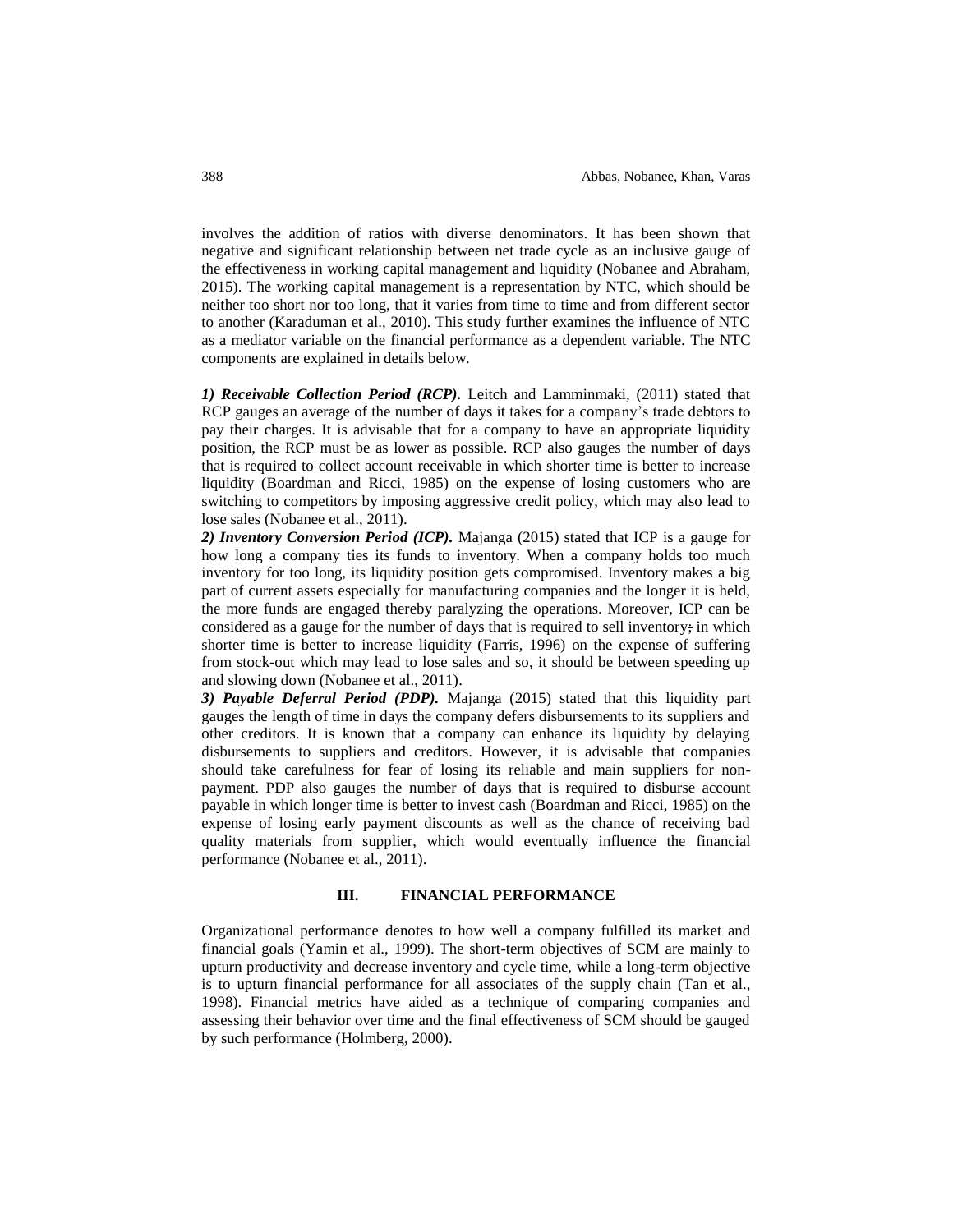involves the addition of ratios with diverse denominators. It has been shown that negative and significant relationship between net trade cycle as an inclusive gauge of the effectiveness in working capital management and liquidity (Nobanee and Abraham, 2015). The working capital management is a representation by NTC, which should be neither too short nor too long, that it varies from time to time and from different sector to another (Karaduman et al., 2010). This study further examines the influence of NTC as a mediator variable on the financial performance as a dependent variable. The NTC components are explained in details below.

***1) Receivable Collection Period (RCP).*** Leitch and Lamminmaki, (2011) stated that RCP gauges an average of the number of days it takes for a company's trade debtors to pay their charges. It is advisable that for a company to have an appropriate liquidity position, the RCP must be as lower as possible. RCP also gauges the number of days that is required to collect account receivable in which shorter time is better to increase liquidity (Boardman and Ricci, 1985) on the expense of losing customers who are switching to competitors by imposing aggressive credit policy, which may also lead to lose sales (Nobanee et al., 2011).

***2) Inventory Conversion Period (ICP).*** Majanga (2015) stated that ICP is a gauge for how long a company ties its funds to inventory. When a company holds too much inventory for too long, its liquidity position gets compromised. Inventory makes a big part of current assets especially for manufacturing companies and the longer it is held, the more funds are engaged thereby paralyzing the operations. Moreover, ICP can be considered as a gauge for the number of days that is required to sell inventory; in which shorter time is better to increase liquidity (Farris, 1996) on the expense of suffering from stock-out which may lead to lose sales and so, it should be between speeding up and slowing down (Nobanee et al., 2011).

***3) Payable Deferral Period (PDP).*** Majanga (2015) stated that this liquidity part gauges the length of time in days the company defers disbursements to its suppliers and other creditors. It is known that a company can enhance its liquidity by delaying disbursements to suppliers and creditors. However, it is advisable that companies should take carefulness for fear of losing its reliable and main suppliers for non-payment. PDP also gauges the number of days that is required to disburse account payable in which longer time is better to invest cash (Boardman and Ricci, 1985) on the expense of losing early payment discounts as well as the chance of receiving bad quality materials from supplier, which would eventually influence the financial performance (Nobanee et al., 2011).

## III. FINANCIAL PERFORMANCE

Organizational performance denotes to how well a company fulfilled its market and financial goals (Yamin et al., 1999). The short-term objectives of SCM are mainly to upturn productivity and decrease inventory and cycle time, while a long-term objective is to upturn financial performance for all associates of the supply chain (Tan et al., 1998). Financial metrics have aided as a technique of comparing companies and assessing their behavior over time and the final effectiveness of SCM should be gauged by such performance (Holmberg, 2000).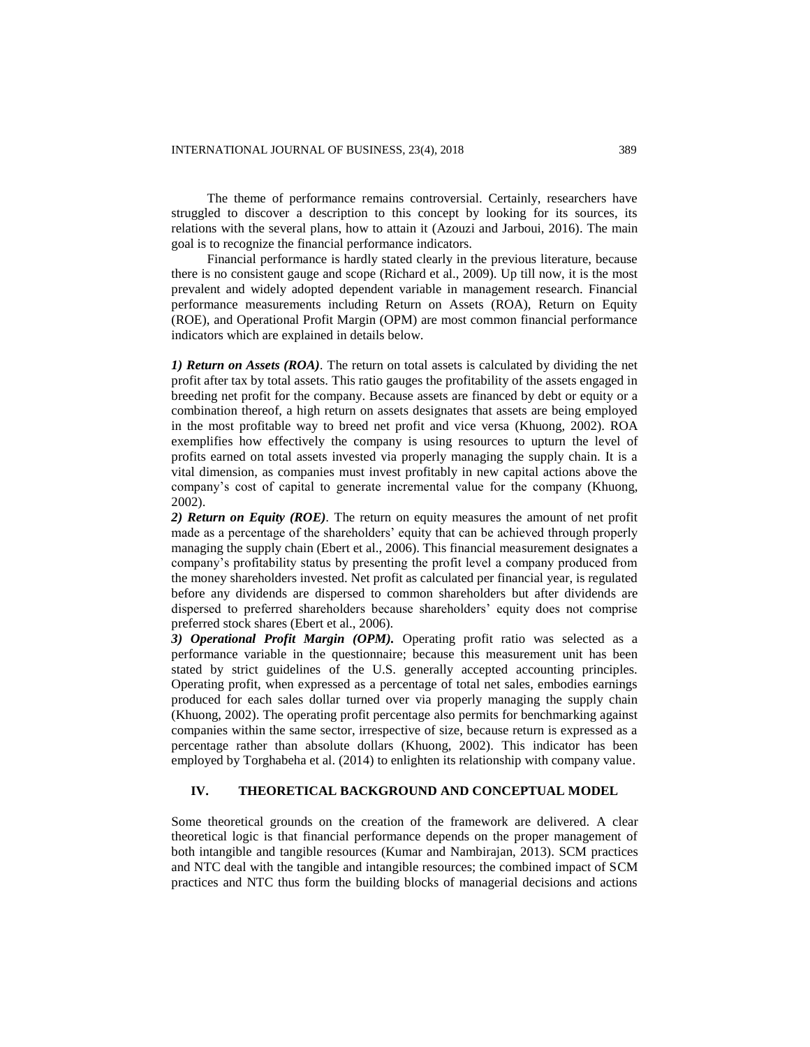The theme of performance remains controversial. Certainly, researchers have struggled to discover a description to this concept by looking for its sources, its relations with the several plans, how to attain it (Azouzi and Jarboui, 2016). The main goal is to recognize the financial performance indicators.

Financial performance is hardly stated clearly in the previous literature, because there is no consistent gauge and scope (Richard et al., 2009). Up till now, it is the most prevalent and widely adopted dependent variable in management research. Financial performance measurements including Return on Assets (ROA), Return on Equity (ROE), and Operational Profit Margin (OPM) are most common financial performance indicators which are explained in details below.

***1) Return on Assets (ROA)***. The return on total assets is calculated by dividing the net profit after tax by total assets. This ratio gauges the profitability of the assets engaged in breeding net profit for the company. Because assets are financed by debt or equity or a combination thereof, a high return on assets designates that assets are being employed in the most profitable way to breed net profit and vice versa (Khuong, 2002). ROA exemplifies how effectively the company is using resources to upturn the level of profits earned on total assets invested via properly managing the supply chain. It is a vital dimension, as companies must invest profitably in new capital actions above the company's cost of capital to generate incremental value for the company (Khuong, 2002).

***2) Return on Equity (ROE)***. The return on equity measures the amount of net profit made as a percentage of the shareholders' equity that can be achieved through properly managing the supply chain (Ebert et al., 2006). This financial measurement designates a company's profitability status by presenting the profit level a company produced from the money shareholders invested. Net profit as calculated per financial year, is regulated before any dividends are dispersed to common shareholders but after dividends are dispersed to preferred shareholders because shareholders' equity does not comprise preferred stock shares (Ebert et al., 2006).

***3) Operational Profit Margin (OPM).*** Operating profit ratio was selected as a performance variable in the questionnaire; because this measurement unit has been stated by strict guidelines of the U.S. generally accepted accounting principles. Operating profit, when expressed as a percentage of total net sales, embodies earnings produced for each sales dollar turned over via properly managing the supply chain (Khuong, 2002). The operating profit percentage also permits for benchmarking against companies within the same sector, irrespective of size, because return is expressed as a percentage rather than absolute dollars (Khuong, 2002). This indicator has been employed by Torghabeha et al. (2014) to enlighten its relationship with company value.

## IV. THEORETICAL BACKGROUND AND CONCEPTUAL MODEL

Some theoretical grounds on the creation of the framework are delivered. A clear theoretical logic is that financial performance depends on the proper management of both intangible and tangible resources (Kumar and Nambirajan, 2013). SCM practices and NTC deal with the tangible and intangible resources; the combined impact of SCM practices and NTC thus form the building blocks of managerial decisions and actions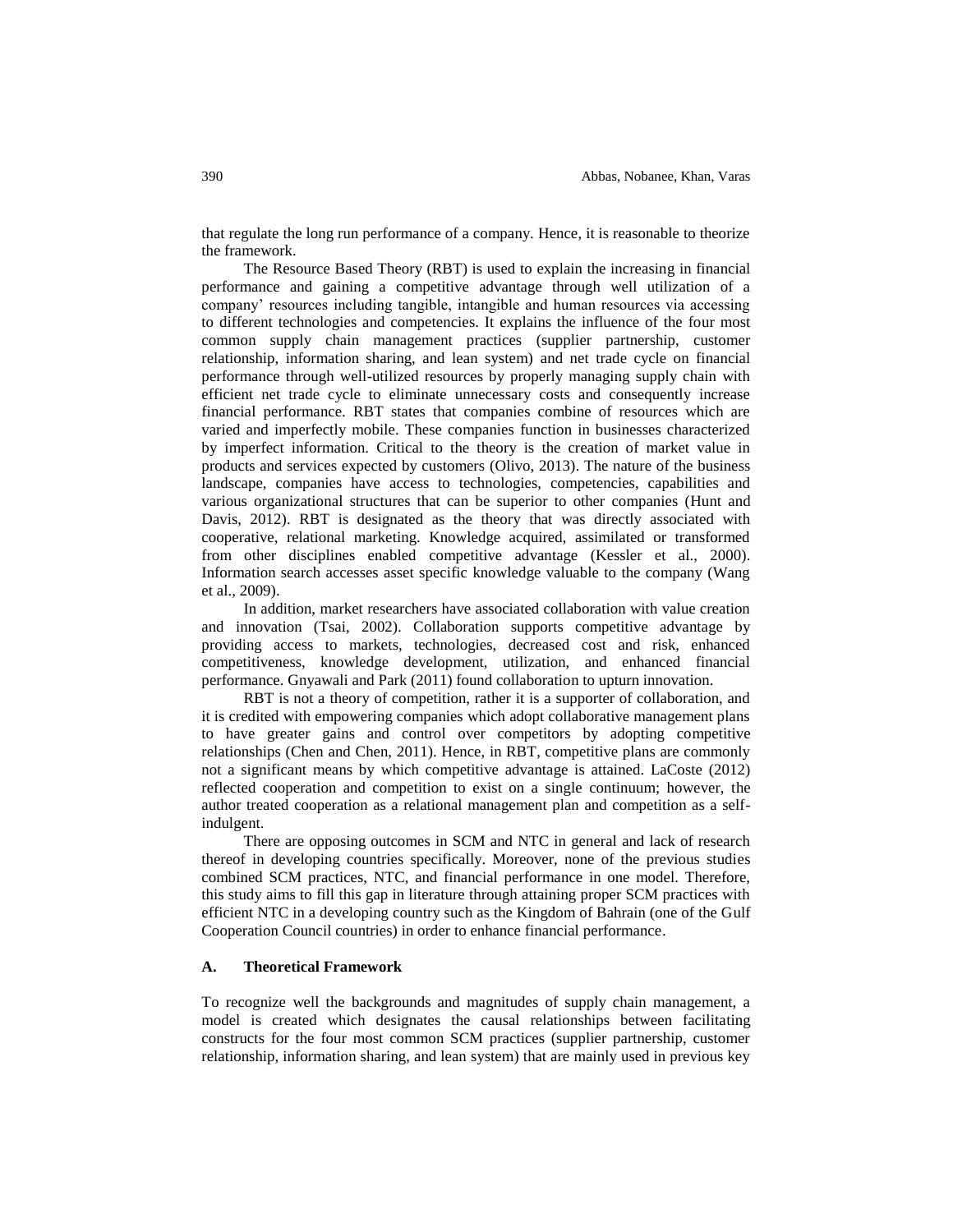that regulate the long run performance of a company. Hence, it is reasonable to theorize the framework.

The Resource Based Theory (RBT) is used to explain the increasing in financial performance and gaining a competitive advantage through well utilization of a company' resources including tangible, intangible and human resources via accessing to different technologies and competencies. It explains the influence of the four most common supply chain management practices (supplier partnership, customer relationship, information sharing, and lean system) and net trade cycle on financial performance through well-utilized resources by properly managing supply chain with efficient net trade cycle to eliminate unnecessary costs and consequently increase financial performance. RBT states that companies combine of resources which are varied and imperfectly mobile. These companies function in businesses characterized by imperfect information. Critical to the theory is the creation of market value in products and services expected by customers (Olivo, 2013). The nature of the business landscape, companies have access to technologies, competencies, capabilities and various organizational structures that can be superior to other companies (Hunt and Davis, 2012). RBT is designated as the theory that was directly associated with cooperative, relational marketing. Knowledge acquired, assimilated or transformed from other disciplines enabled competitive advantage (Kessler et al., 2000). Information search accesses asset specific knowledge valuable to the company (Wang et al., 2009).

In addition, market researchers have associated collaboration with value creation and innovation (Tsai, 2002). Collaboration supports competitive advantage by providing access to markets, technologies, decreased cost and risk, enhanced competitiveness, knowledge development, utilization, and enhanced financial performance. Gnyawali and Park (2011) found collaboration to upturn innovation.

RBT is not a theory of competition, rather it is a supporter of collaboration, and it is credited with empowering companies which adopt collaborative management plans to have greater gains and control over competitors by adopting competitive relationships (Chen and Chen, 2011). Hence, in RBT, competitive plans are commonly not a significant means by which competitive advantage is attained. LaCoste (2012) reflected cooperation and competition to exist on a single continuum; however, the author treated cooperation as a relational management plan and competition as a self-indulgent.

There are opposing outcomes in SCM and NTC in general and lack of research thereof in developing countries specifically. Moreover, none of the previous studies combined SCM practices, NTC, and financial performance in one model. Therefore, this study aims to fill this gap in literature through attaining proper SCM practices with efficient NTC in a developing country such as the Kingdom of Bahrain (one of the Gulf Cooperation Council countries) in order to enhance financial performance.

### A. Theoretical Framework

To recognize well the backgrounds and magnitudes of supply chain management, a model is created which designates the causal relationships between facilitating constructs for the four most common SCM practices (supplier partnership, customer relationship, information sharing, and lean system) that are mainly used in previous key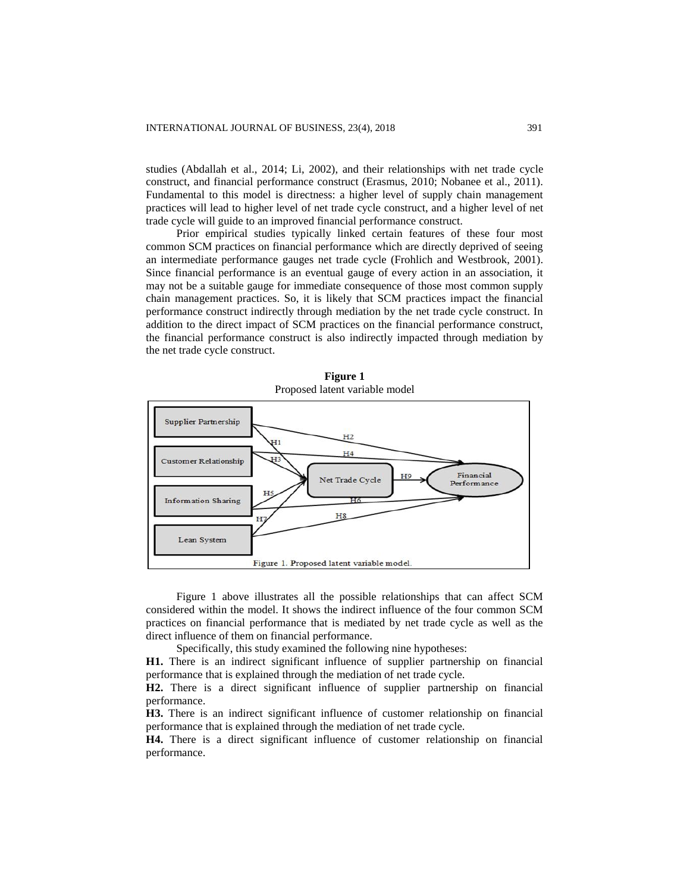studies (Abdallah et al., 2014; Li, 2002), and their relationships with net trade cycle construct, and financial performance construct (Erasmus, 2010; Nobanee et al., 2011). Fundamental to this model is directness: a higher level of supply chain management practices will lead to higher level of net trade cycle construct, and a higher level of net trade cycle will guide to an improved financial performance construct.

Prior empirical studies typically linked certain features of these four most common SCM practices on financial performance which are directly deprived of seeing an intermediate performance gauges net trade cycle (Frohlich and Westbrook, 2001). Since financial performance is an eventual gauge of every action in an association, it may not be a suitable gauge for immediate consequence of those most common supply chain management practices. So, it is likely that SCM practices impact the financial performance construct indirectly through mediation by the net trade cycle construct. In addition to the direct impact of SCM practices on the financial performance construct, the financial performance construct is also indirectly impacted through mediation by the net trade cycle construct.

**Figure 1**
Proposed latent variable model

Figure 1. Proposed latent variable model.

Figure 1 above illustrates all the possible relationships that can affect SCM considered within the model. It shows the indirect influence of the four common SCM practices on financial performance that is mediated by net trade cycle as well as the direct influence of them on financial performance.

Specifically, this study examined the following nine hypotheses:

**H1.** There is an indirect significant influence of supplier partnership on financial performance that is explained through the mediation of net trade cycle.

**H2.** There is a direct significant influence of supplier partnership on financial performance.

**H3.** There is an indirect significant influence of customer relationship on financial performance that is explained through the mediation of net trade cycle.

**H4.** There is a direct significant influence of customer relationship on financial performance.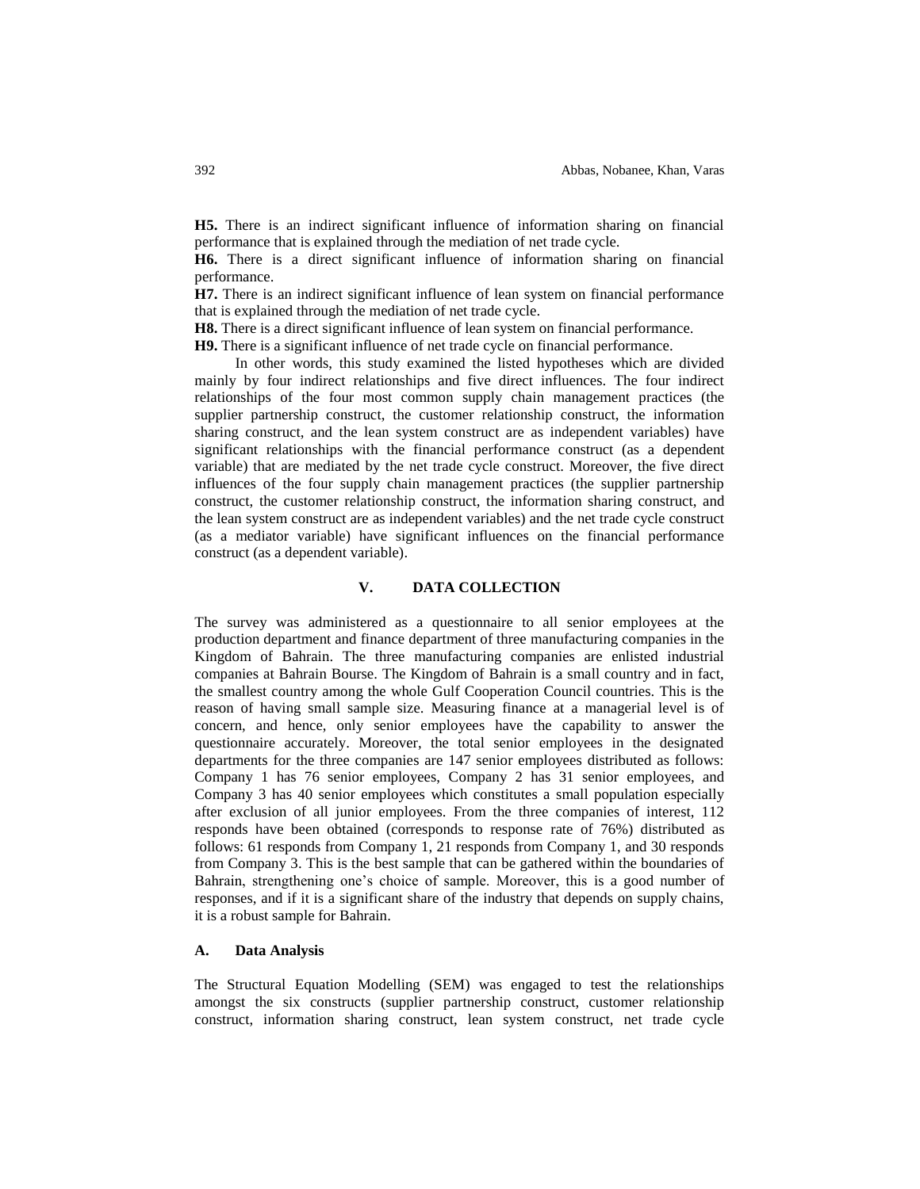**H5.** There is an indirect significant influence of information sharing on financial performance that is explained through the mediation of net trade cycle.

**H6.** There is a direct significant influence of information sharing on financial performance.

**H7.** There is an indirect significant influence of lean system on financial performance that is explained through the mediation of net trade cycle.

**H8.** There is a direct significant influence of lean system on financial performance.

**H9.** There is a significant influence of net trade cycle on financial performance.

In other words, this study examined the listed hypotheses which are divided mainly by four indirect relationships and five direct influences. The four indirect relationships of the four most common supply chain management practices (the supplier partnership construct, the customer relationship construct, the information sharing construct, and the lean system construct are as independent variables) have significant relationships with the financial performance construct (as a dependent variable) that are mediated by the net trade cycle construct. Moreover, the five direct influences of the four supply chain management practices (the supplier partnership construct, the customer relationship construct, the information sharing construct, and the lean system construct are as independent variables) and the net trade cycle construct (as a mediator variable) have significant influences on the financial performance construct (as a dependent variable).

## V. DATA COLLECTION

The survey was administered as a questionnaire to all senior employees at the production department and finance department of three manufacturing companies in the Kingdom of Bahrain. The three manufacturing companies are enlisted industrial companies at Bahrain Bourse. The Kingdom of Bahrain is a small country and in fact, the smallest country among the whole Gulf Cooperation Council countries. This is the reason of having small sample size. Measuring finance at a managerial level is of concern, and hence, only senior employees have the capability to answer the questionnaire accurately. Moreover, the total senior employees in the designated departments for the three companies are 147 senior employees distributed as follows: Company 1 has 76 senior employees, Company 2 has 31 senior employees, and Company 3 has 40 senior employees which constitutes a small population especially after exclusion of all junior employees. From the three companies of interest, 112 responds have been obtained (corresponds to response rate of 76%) distributed as follows: 61 responds from Company 1, 21 responds from Company 1, and 30 responds from Company 3. This is the best sample that can be gathered within the boundaries of Bahrain, strengthening one's choice of sample. Moreover, this is a good number of responses, and if it is a significant share of the industry that depends on supply chains, it is a robust sample for Bahrain.

### A. Data Analysis

The Structural Equation Modelling (SEM) was engaged to test the relationships amongst the six constructs (supplier partnership construct, customer relationship construct, information sharing construct, lean system construct, net trade cycle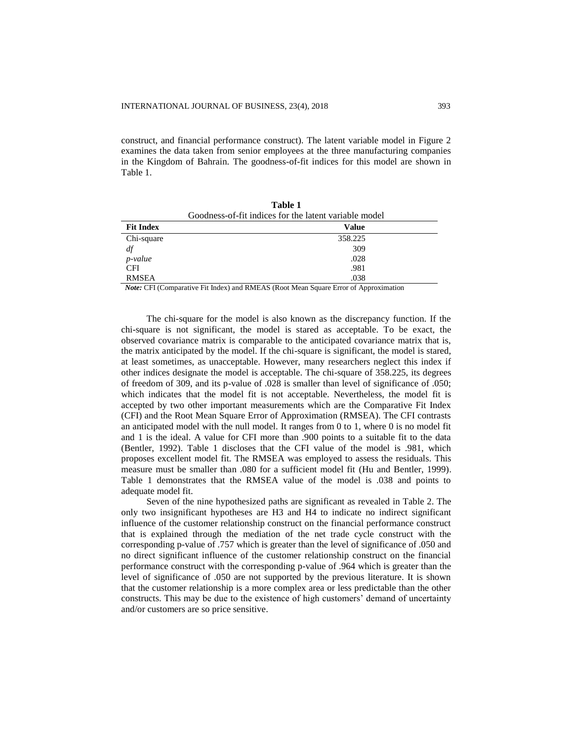construct, and financial performance construct). The latent variable model in Figure 2 examines the data taken from senior employees at the three manufacturing companies in the Kingdom of Bahrain. The goodness-of-fit indices for this model are shown in Table 1.

**Table 1**
Goodness-of-fit indices for the latent variable model

| Fit Index | Value |
|---|---|
| Chi-square | 358.225 |
| *df* | 309 |
| *p-value* | .028 |
| CFI | .981 |
| RMSEA | .038 |

***Note:*** CFI (Comparative Fit Index) and RMEAS (Root Mean Square Error of Approximation

The chi-square for the model is also known as the discrepancy function. If the chi-square is not significant, the model is stared as acceptable. To be exact, the observed covariance matrix is comparable to the anticipated covariance matrix that is, the matrix anticipated by the model. If the chi-square is significant, the model is stared, at least sometimes, as unacceptable. However, many researchers neglect this index if other indices designate the model is acceptable. The chi-square of 358.225, its degrees of freedom of 309, and its p-value of .028 is smaller than level of significance of .050; which indicates that the model fit is not acceptable. Nevertheless, the model fit is accepted by two other important measurements which are the Comparative Fit Index (CFI) and the Root Mean Square Error of Approximation (RMSEA). The CFI contrasts an anticipated model with the null model. It ranges from 0 to 1, where 0 is no model fit and 1 is the ideal. A value for CFI more than .900 points to a suitable fit to the data (Bentler, 1992). Table 1 discloses that the CFI value of the model is .981, which proposes excellent model fit. The RMSEA was employed to assess the residuals. This measure must be smaller than .080 for a sufficient model fit (Hu and Bentler, 1999). Table 1 demonstrates that the RMSEA value of the model is .038 and points to adequate model fit.

Seven of the nine hypothesized paths are significant as revealed in Table 2. The only two insignificant hypotheses are H3 and H4 to indicate no indirect significant influence of the customer relationship construct on the financial performance construct that is explained through the mediation of the net trade cycle construct with the corresponding p-value of .757 which is greater than the level of significance of .050 and no direct significant influence of the customer relationship construct on the financial performance construct with the corresponding p-value of .964 which is greater than the level of significance of .050 are not supported by the previous literature. It is shown that the customer relationship is a more complex area or less predictable than the other constructs. This may be due to the existence of high customers' demand of uncertainty and/or customers are so price sensitive.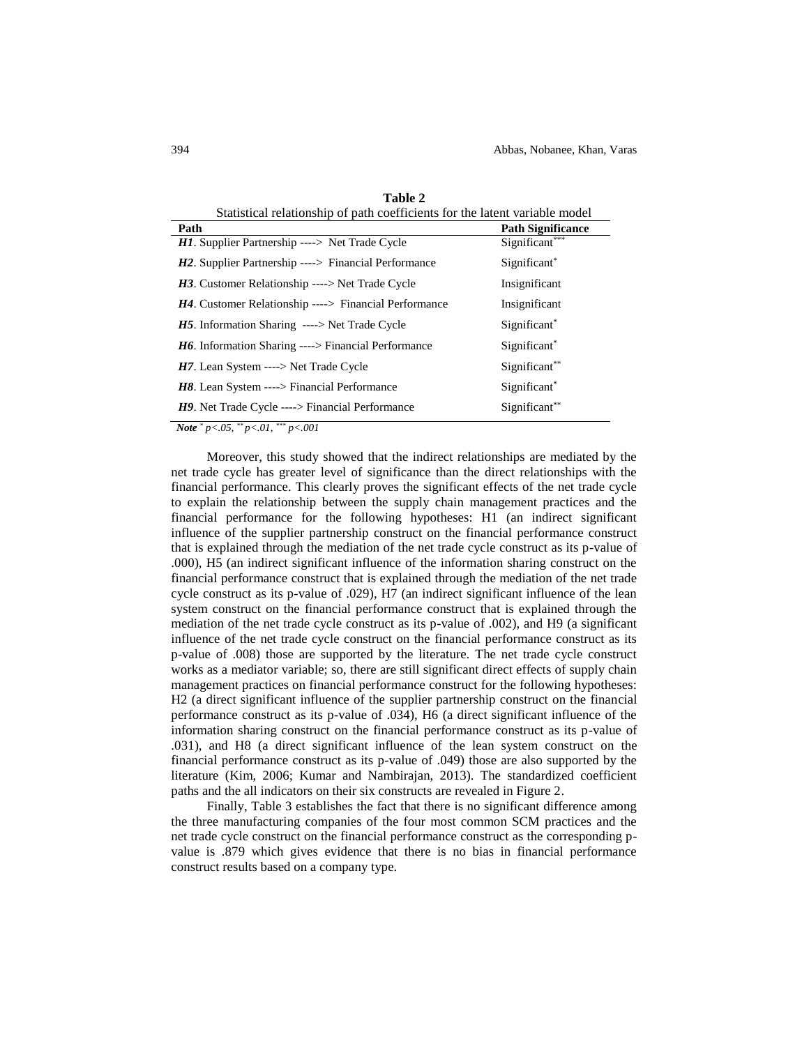**Table 2**
Statistical relationship of path coefficients for the latent variable model

| Path | Path Significance |
|---|---|
| ***H1***. Supplier Partnership ----> Net Trade Cycle | Significant*** |
| ***H2***. Supplier Partnership ----> Financial Performance | Significant* |
| ***H3***. Customer Relationship ----> Net Trade Cycle | Insignificant |
| ***H4***. Customer Relationship ----> Financial Performance | Insignificant |
| ***H5***. Information Sharing ----> Net Trade Cycle | Significant* |
| ***H6***. Information Sharing ----> Financial Performance | Significant* |
| ***H7***. Lean System ----> Net Trade Cycle | Significant** |
| ***H8***. Lean System ----> Financial Performance | Significant* |
| ***H9***. Net Trade Cycle ----> Financial Performance | Significant** |

***Note*** *\* p<.05, \*\* p<.01, \*\*\* p<.001*

Moreover, this study showed that the indirect relationships are mediated by the net trade cycle has greater level of significance than the direct relationships with the financial performance. This clearly proves the significant effects of the net trade cycle to explain the relationship between the supply chain management practices and the financial performance for the following hypotheses: H1 (an indirect significant influence of the supplier partnership construct on the financial performance construct that is explained through the mediation of the net trade cycle construct as its p-value of .000), H5 (an indirect significant influence of the information sharing construct on the financial performance construct that is explained through the mediation of the net trade cycle construct as its p-value of .029), H7 (an indirect significant influence of the lean system construct on the financial performance construct that is explained through the mediation of the net trade cycle construct as its p-value of .002), and H9 (a significant influence of the net trade cycle construct on the financial performance construct as its p-value of .008) those are supported by the literature. The net trade cycle construct works as a mediator variable; so, there are still significant direct effects of supply chain management practices on financial performance construct for the following hypotheses: H2 (a direct significant influence of the supplier partnership construct on the financial performance construct as its p-value of .034), H6 (a direct significant influence of the information sharing construct on the financial performance construct as its p-value of .031), and H8 (a direct significant influence of the lean system construct on the financial performance construct as its p-value of .049) those are also supported by the literature (Kim, 2006; Kumar and Nambirajan, 2013). The standardized coefficient paths and the all indicators on their six constructs are revealed in Figure 2.

Finally, Table 3 establishes the fact that there is no significant difference among the three manufacturing companies of the four most common SCM practices and the net trade cycle construct on the financial performance construct as the corresponding p-value is .879 which gives evidence that there is no bias in financial performance construct results based on a company type.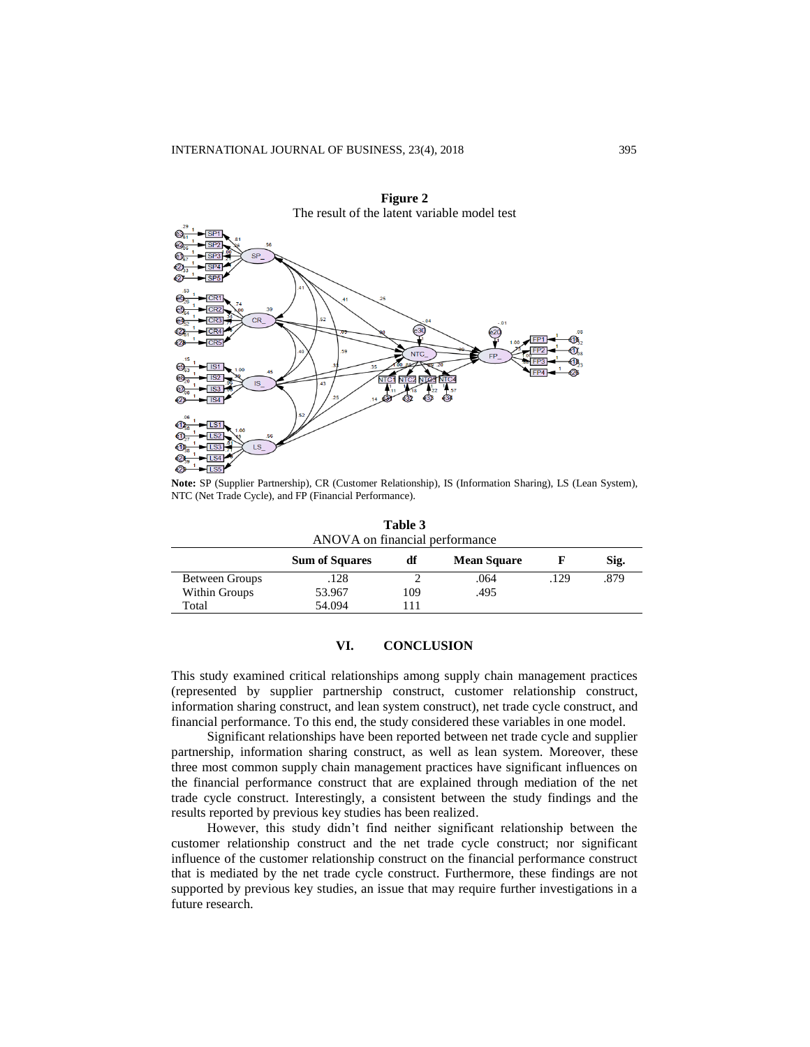**Figure 2**
The result of the latent variable model test

**Note:** SP (Supplier Partnership), CR (Customer Relationship), IS (Information Sharing), LS (Lean System), NTC (Net Trade Cycle), and FP (Financial Performance).

**Table 3**
ANOVA on financial performance

| | Sum of Squares | df | Mean Square | F | Sig. |
|---|---|---|---|---|---|
| Between Groups | .128 | 2 | .064 | .129 | .879 |
| Within Groups | 53.967 | 109 | .495 | | |
| Total | 54.094 | 111 | | | |

## VI. CONCLUSION

This study examined critical relationships among supply chain management practices (represented by supplier partnership construct, customer relationship construct, information sharing construct, and lean system construct), net trade cycle construct, and financial performance. To this end, the study considered these variables in one model.

Significant relationships have been reported between net trade cycle and supplier partnership, information sharing construct, as well as lean system. Moreover, these three most common supply chain management practices have significant influences on the financial performance construct that are explained through mediation of the net trade cycle construct. Interestingly, a consistent between the study findings and the results reported by previous key studies has been realized.

However, this study didn't find neither significant relationship between the customer relationship construct and the net trade cycle construct; nor significant influence of the customer relationship construct on the financial performance construct that is mediated by the net trade cycle construct. Furthermore, these findings are not supported by previous key studies, an issue that may require further investigations in a future research.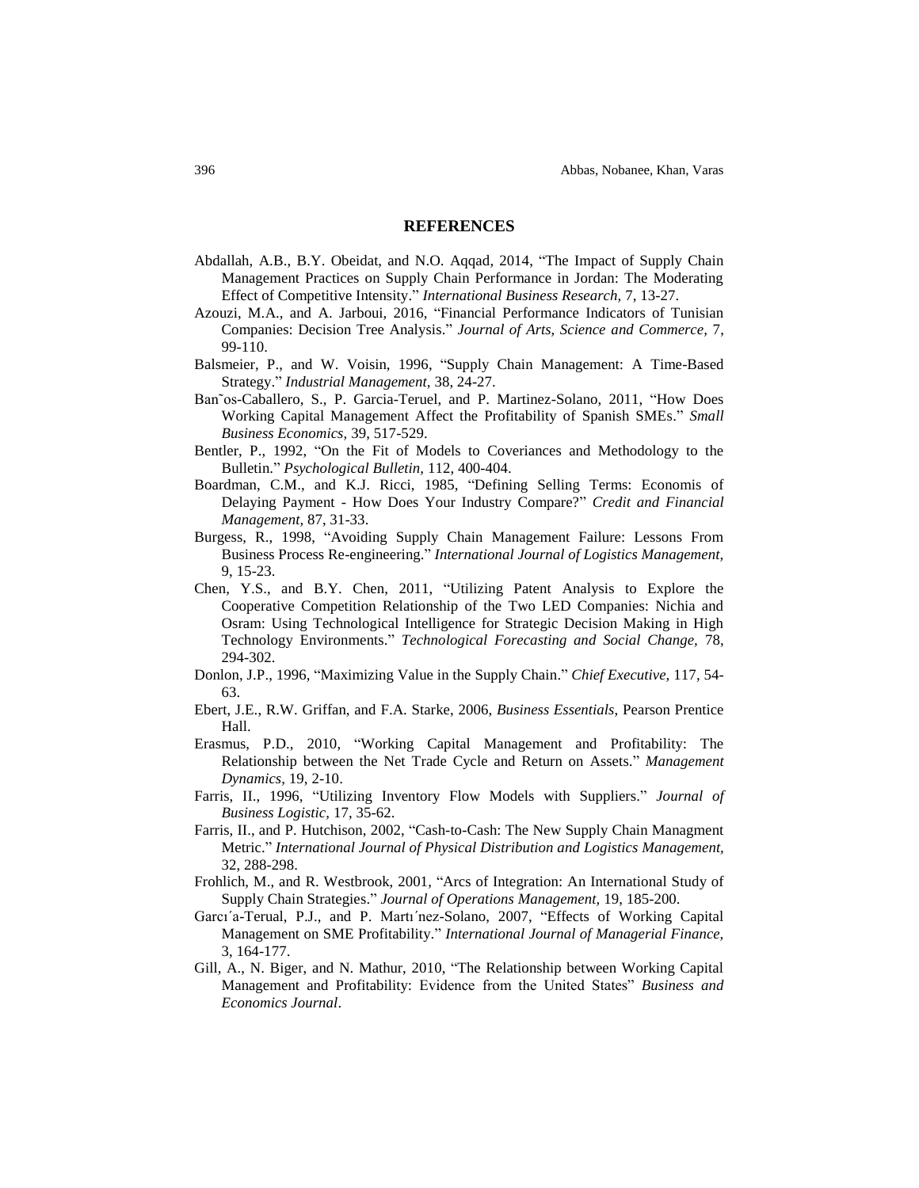## REFERENCES

Abdallah, A.B., B.Y. Obeidat, and N.O. Aqqad, 2014, "The Impact of Supply Chain Management Practices on Supply Chain Performance in Jordan: The Moderating Effect of Competitive Intensity." *International Business Research*, 7, 13-27.

Azouzi, M.A., and A. Jarboui, 2016, "Financial Performance Indicators of Tunisian Companies: Decision Tree Analysis." *Journal of Arts, Science and Commerce,* 7, 99-110.

Balsmeier, P., and W. Voisin, 1996, "Supply Chain Management: A Time-Based Strategy." *Industrial Management,* 38, 24-27.

Ban˜os-Caballero, S., P. Garcia-Teruel, and P. Martinez-Solano, 2011, "How Does Working Capital Management Affect the Profitability of Spanish SMEs." *Small Business Economics,* 39, 517-529.

Bentler, P., 1992, "On the Fit of Models to Coveriances and Methodology to the Bulletin." *Psychological Bulletin,* 112, 400-404.

Boardman, C.M., and K.J. Ricci, 1985, "Defining Selling Terms: Economis of Delaying Payment - How Does Your Industry Compare?" *Credit and Financial Management,* 87, 31-33.

Burgess, R., 1998, "Avoiding Supply Chain Management Failure: Lessons From Business Process Re-engineering." *International Journal of Logistics Management,* 9, 15-23.

Chen, Y.S., and B.Y. Chen, 2011, "Utilizing Patent Analysis to Explore the Cooperative Competition Relationship of the Two LED Companies: Nichia and Osram: Using Technological Intelligence for Strategic Decision Making in High Technology Environments." *Technological Forecasting and Social Change,* 78, 294-302.

Donlon, J.P., 1996, "Maximizing Value in the Supply Chain." *Chief Executive,* 117, 54-63.

Ebert, J.E., R.W. Griffan, and F.A. Starke, 2006, *Business Essentials*, Pearson Prentice Hall.

Erasmus, P.D., 2010, "Working Capital Management and Profitability: The Relationship between the Net Trade Cycle and Return on Assets." *Management Dynamics,* 19, 2-10.

Farris, II., 1996, "Utilizing Inventory Flow Models with Suppliers." *Journal of Business Logistic,* 17, 35-62.

Farris, II., and P. Hutchison, 2002, "Cash-to-Cash: The New Supply Chain Managment Metric." *International Journal of Physical Distribution and Logistics Management,* 32, 288-298.

Frohlich, M., and R. Westbrook, 2001, "Arcs of Integration: An International Study of Supply Chain Strategies." *Journal of Operations Management,* 19, 185-200.

Garcı´a-Terual, P.J., and P. Martı´nez-Solano, 2007, "Effects of Working Capital Management on SME Profitability." *International Journal of Managerial Finance,* 3, 164-177.

Gill, A., N. Biger, and N. Mathur, 2010, "The Relationship between Working Capital Management and Profitability: Evidence from the United States" *Business and Economics Journal*.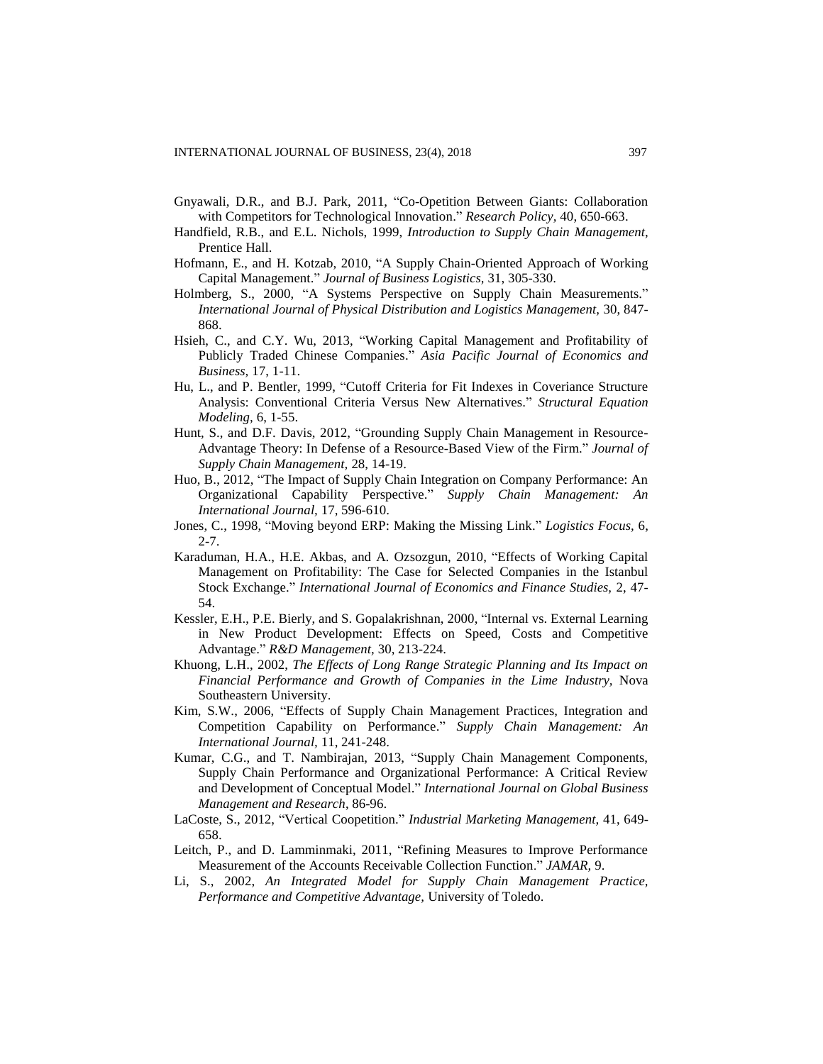Gnyawali, D.R., and B.J. Park, 2011, "Co-Opetition Between Giants: Collaboration with Competitors for Technological Innovation." *Research Policy*, 40, 650-663.

Handfield, R.B., and E.L. Nichols, 1999, *Introduction to Supply Chain Management*, Prentice Hall.

Hofmann, E., and H. Kotzab, 2010, "A Supply Chain-Oriented Approach of Working Capital Management." *Journal of Business Logistics*, 31, 305-330.

Holmberg, S., 2000, "A Systems Perspective on Supply Chain Measurements." *International Journal of Physical Distribution and Logistics Management*, 30, 847-868.

Hsieh, C., and C.Y. Wu, 2013, "Working Capital Management and Profitability of Publicly Traded Chinese Companies." *Asia Pacific Journal of Economics and Business*, 17, 1-11.

Hu, L., and P. Bentler, 1999, "Cutoff Criteria for Fit Indexes in Coveriance Structure Analysis: Conventional Criteria Versus New Alternatives." *Structural Equation Modeling*, 6, 1-55.

Hunt, S., and D.F. Davis, 2012, "Grounding Supply Chain Management in Resource-Advantage Theory: In Defense of a Resource-Based View of the Firm." *Journal of Supply Chain Management*, 28, 14-19.

Huo, B., 2012, "The Impact of Supply Chain Integration on Company Performance: An Organizational Capability Perspective." *Supply Chain Management: An International Journal*, 17, 596-610.

Jones, C., 1998, "Moving beyond ERP: Making the Missing Link." *Logistics Focus*, 6, 2-7.

Karaduman, H.A., H.E. Akbas, and A. Ozsozgun, 2010, "Effects of Working Capital Management on Profitability: The Case for Selected Companies in the Istanbul Stock Exchange." *International Journal of Economics and Finance Studies*, 2, 47-54.

Kessler, E.H., P.E. Bierly, and S. Gopalakrishnan, 2000, "Internal vs. External Learning in New Product Development: Effects on Speed, Costs and Competitive Advantage." *R&D Management*, 30, 213-224.

Khuong, L.H., 2002, *The Effects of Long Range Strategic Planning and Its Impact on Financial Performance and Growth of Companies in the Lime Industry*, Nova Southeastern University.

Kim, S.W., 2006, "Effects of Supply Chain Management Practices, Integration and Competition Capability on Performance." *Supply Chain Management: An International Journal*, 11, 241-248.

Kumar, C.G., and T. Nambirajan, 2013, "Supply Chain Management Components, Supply Chain Performance and Organizational Performance: A Critical Review and Development of Conceptual Model." *International Journal on Global Business Management and Research*, 86-96.

LaCoste, S., 2012, "Vertical Coopetition." *Industrial Marketing Management*, 41, 649-658.

Leitch, P., and D. Lamminmaki, 2011, "Refining Measures to Improve Performance Measurement of the Accounts Receivable Collection Function." *JAMAR*, 9.

Li, S., 2002, *An Integrated Model for Supply Chain Management Practice, Performance and Competitive Advantage*, University of Toledo.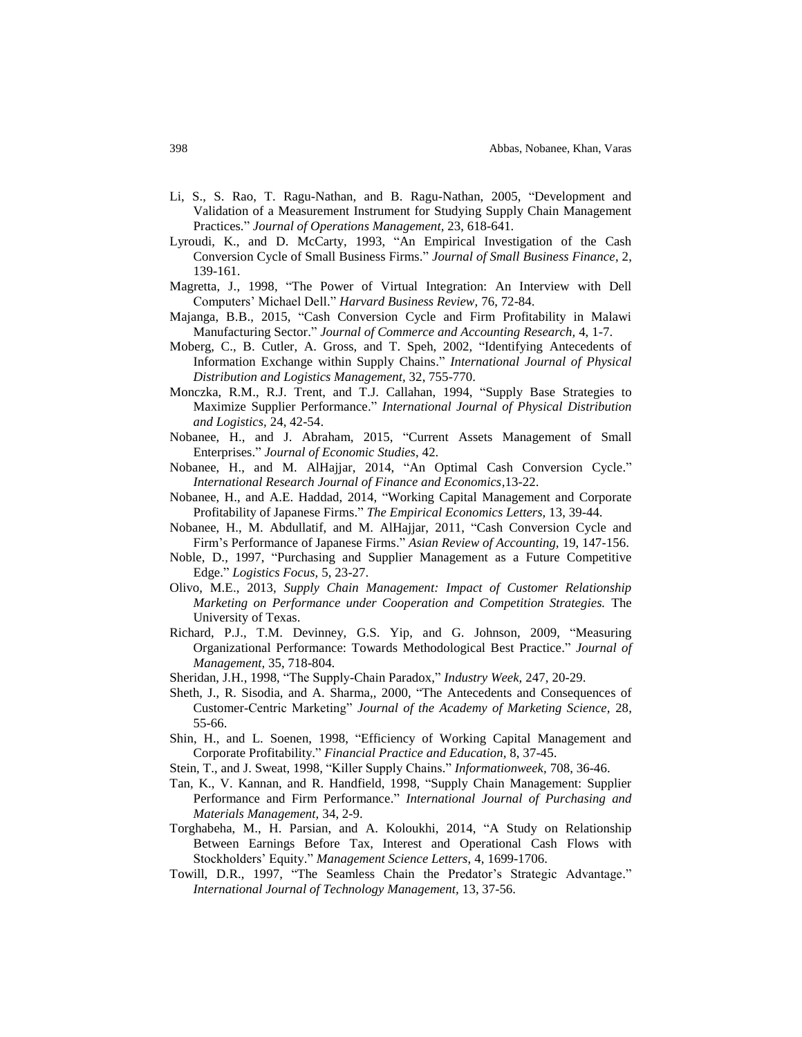- Li, S., S. Rao, T. Ragu-Nathan, and B. Ragu-Nathan, 2005, "Development and Validation of a Measurement Instrument for Studying Supply Chain Management Practices." *Journal of Operations Management,* 23, 618-641.
- Lyroudi, K., and D. McCarty, 1993, "An Empirical Investigation of the Cash Conversion Cycle of Small Business Firms." *Journal of Small Business Finance*, 2, 139-161.
- Magretta, J., 1998, "The Power of Virtual Integration: An Interview with Dell Computers' Michael Dell." *Harvard Business Review,* 76, 72-84.
- Majanga, B.B., 2015, "Cash Conversion Cycle and Firm Profitability in Malawi Manufacturing Sector." *Journal of Commerce and Accounting Research,* 4, 1-7.
- Moberg, C., B. Cutler, A. Gross, and T. Speh, 2002, "Identifying Antecedents of Information Exchange within Supply Chains." *International Journal of Physical Distribution and Logistics Management,* 32, 755-770.
- Monczka, R.M., R.J. Trent, and T.J. Callahan, 1994, "Supply Base Strategies to Maximize Supplier Performance." *International Journal of Physical Distribution and Logistics,* 24, 42-54.
- Nobanee, H., and J. Abraham, 2015, "Current Assets Management of Small Enterprises." *Journal of Economic Studies*, 42.
- Nobanee, H., and M. AlHajjar, 2014, "An Optimal Cash Conversion Cycle." *International Research Journal of Finance and Economics*,13-22.
- Nobanee, H., and A.E. Haddad, 2014, "Working Capital Management and Corporate Profitability of Japanese Firms." *The Empirical Economics Letters,* 13, 39-44.
- Nobanee, H., M. Abdullatif, and M. AlHajjar, 2011, "Cash Conversion Cycle and Firm's Performance of Japanese Firms." *Asian Review of Accounting,* 19, 147-156.
- Noble, D., 1997, "Purchasing and Supplier Management as a Future Competitive Edge." *Logistics Focus,* 5, 23-27.
- Olivo, M.E., 2013, *Supply Chain Management: Impact of Customer Relationship Marketing on Performance under Cooperation and Competition Strategies.* The University of Texas.
- Richard, P.J., T.M. Devinney, G.S. Yip, and G. Johnson, 2009, "Measuring Organizational Performance: Towards Methodological Best Practice." *Journal of Management,* 35, 718-804.
- Sheridan, J.H., 1998, "The Supply-Chain Paradox," *Industry Week,* 247, 20-29.
- Sheth, J., R. Sisodia, and A. Sharma,, 2000, "The Antecedents and Consequences of Customer-Centric Marketing" *Journal of the Academy of Marketing Science,* 28, 55-66.
- Shin, H., and L. Soenen, 1998, "Efficiency of Working Capital Management and Corporate Profitability." *Financial Practice and Education,* 8, 37-45.
- Stein, T., and J. Sweat, 1998, "Killer Supply Chains." *Informationweek,* 708, 36-46.
- Tan, K., V. Kannan, and R. Handfield, 1998, "Supply Chain Management: Supplier Performance and Firm Performance." *International Journal of Purchasing and Materials Management,* 34, 2-9.
- Torghabeha, M., H. Parsian, and A. Koloukhi, 2014, "A Study on Relationship Between Earnings Before Tax, Interest and Operational Cash Flows with Stockholders' Equity." *Management Science Letters,* 4, 1699-1706.
- Towill, D.R., 1997, "The Seamless Chain the Predator's Strategic Advantage." *International Journal of Technology Management,* 13, 37-56.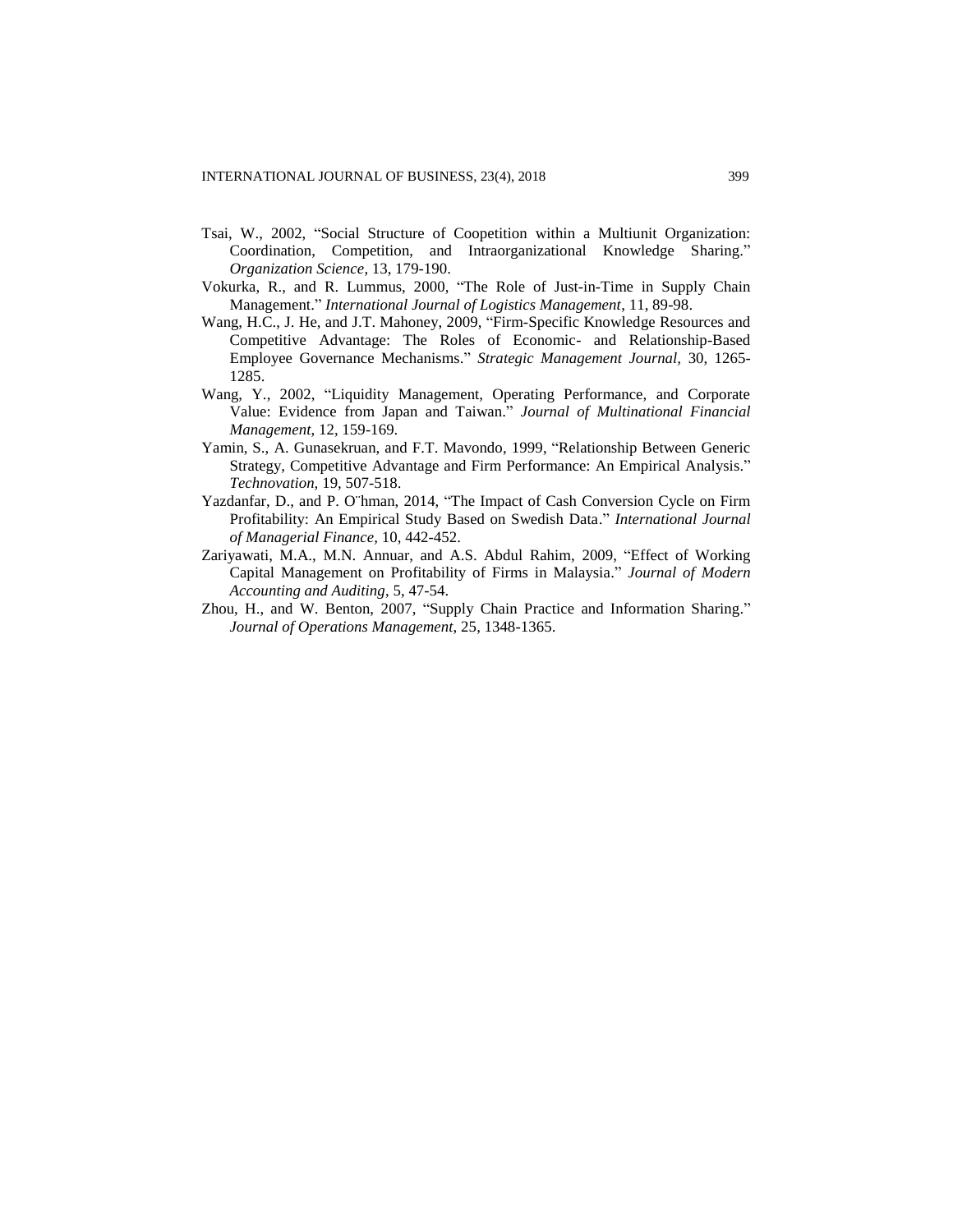Tsai, W., 2002, "Social Structure of Coopetition within a Multiunit Organization: Coordination, Competition, and Intraorganizational Knowledge Sharing." *Organization Science*, 13, 179-190.

Vokurka, R., and R. Lummus, 2000, "The Role of Just-in-Time in Supply Chain Management." *International Journal of Logistics Management*, 11, 89-98.

Wang, H.C., J. He, and J.T. Mahoney, 2009, "Firm-Specific Knowledge Resources and Competitive Advantage: The Roles of Economic- and Relationship-Based Employee Governance Mechanisms." *Strategic Management Journal*, 30, 1265-1285.

Wang, Y., 2002, "Liquidity Management, Operating Performance, and Corporate Value: Evidence from Japan and Taiwan." *Journal of Multinational Financial Management*, 12, 159-169.

Yamin, S., A. Gunasekruan, and F.T. Mavondo, 1999, "Relationship Between Generic Strategy, Competitive Advantage and Firm Performance: An Empirical Analysis." *Technovation*, 19, 507-518.

Yazdanfar, D., and P. O¨hman, 2014, "The Impact of Cash Conversion Cycle on Firm Profitability: An Empirical Study Based on Swedish Data." *International Journal of Managerial Finance*, 10, 442-452.

Zariyawati, M.A., M.N. Annuar, and A.S. Abdul Rahim, 2009, "Effect of Working Capital Management on Profitability of Firms in Malaysia." *Journal of Modern Accounting and Auditing*, 5, 47-54.

Zhou, H., and W. Benton, 2007, "Supply Chain Practice and Information Sharing." *Journal of Operations Management*, 25, 1348-1365.